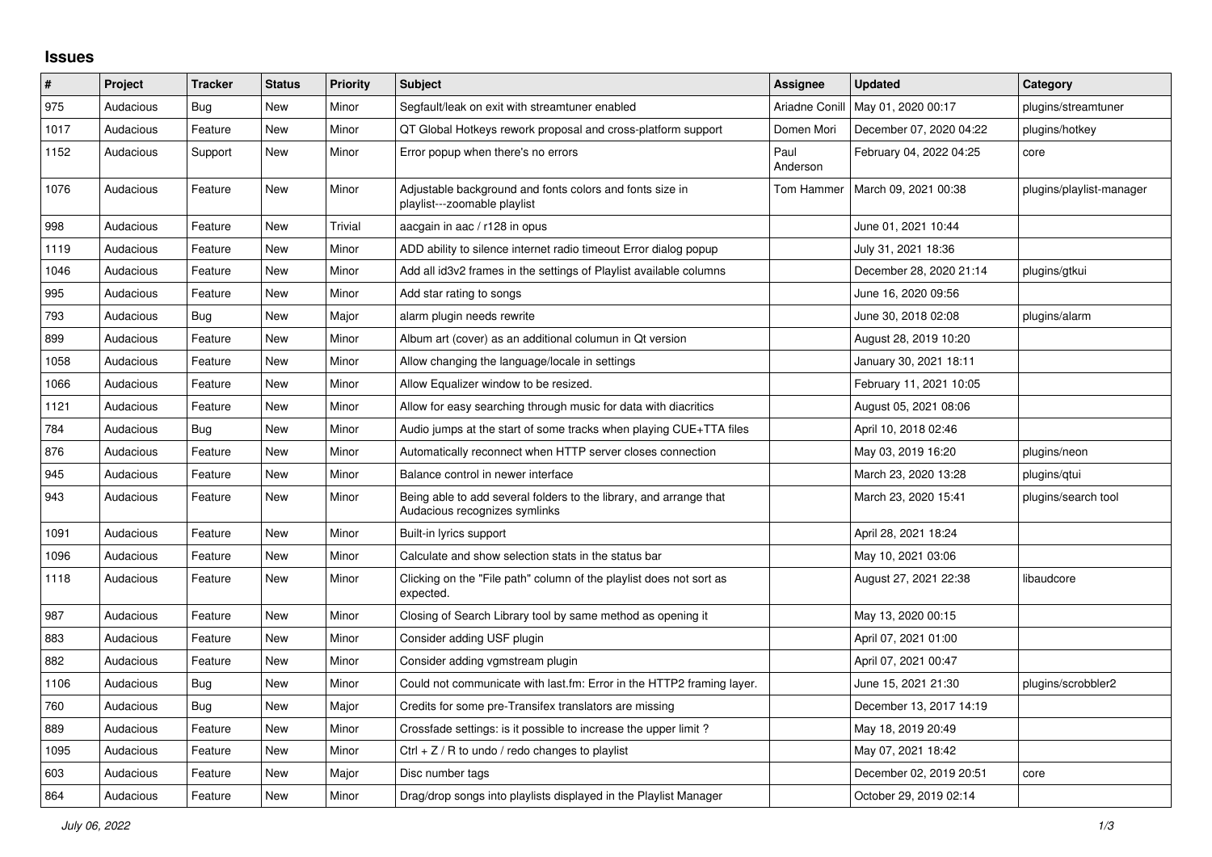# Issues

| # | Project | Tracker | Status | Priority | Subject | Assignee | Updated | Category |
|---|---|---|---|---|---|---|---|---|
| 975 | Audacious | Bug | New | Minor | Segfault/leak on exit with streamtuner enabled | Ariadne Conill | May 01, 2020 00:17 | plugins/streamtuner |
| 1017 | Audacious | Feature | New | Minor | QT Global Hotkeys rework proposal and cross-platform support | Domen Mori | December 07, 2020 04:22 | plugins/hotkey |
| 1152 | Audacious | Support | New | Minor | Error popup when there's no errors | Paul Anderson | February 04, 2022 04:25 | core |
| 1076 | Audacious | Feature | New | Minor | Adjustable background and fonts colors and fonts size in playlist---zoomable playlist | Tom Hammer | March 09, 2021 00:38 | plugins/playlist-manager |
| 998 | Audacious | Feature | New | Trivial | aacgain in aac / r128 in opus | | June 01, 2021 10:44 | |
| 1119 | Audacious | Feature | New | Minor | ADD ability to silence internet radio timeout Error dialog popup | | July 31, 2021 18:36 | |
| 1046 | Audacious | Feature | New | Minor | Add all id3v2 frames in the settings of Playlist available columns | | December 28, 2020 21:14 | plugins/gtkui |
| 995 | Audacious | Feature | New | Minor | Add star rating to songs | | June 16, 2020 09:56 | |
| 793 | Audacious | Bug | New | Major | alarm plugin needs rewrite | | June 30, 2018 02:08 | plugins/alarm |
| 899 | Audacious | Feature | New | Minor | Album art (cover) as an additional columun in Qt version | | August 28, 2019 10:20 | |
| 1058 | Audacious | Feature | New | Minor | Allow changing the language/locale in settings | | January 30, 2021 18:11 | |
| 1066 | Audacious | Feature | New | Minor | Allow Equalizer window to be resized. | | February 11, 2021 10:05 | |
| 1121 | Audacious | Feature | New | Minor | Allow for easy searching through music for data with diacritics | | August 05, 2021 08:06 | |
| 784 | Audacious | Bug | New | Minor | Audio jumps at the start of some tracks when playing CUE+TTA files | | April 10, 2018 02:46 | |
| 876 | Audacious | Feature | New | Minor | Automatically reconnect when HTTP server closes connection | | May 03, 2019 16:20 | plugins/neon |
| 945 | Audacious | Feature | New | Minor | Balance control in newer interface | | March 23, 2020 13:28 | plugins/qtui |
| 943 | Audacious | Feature | New | Minor | Being able to add several folders to the library, and arrange that Audacious recognizes symlinks | | March 23, 2020 15:41 | plugins/search tool |
| 1091 | Audacious | Feature | New | Minor | Built-in lyrics support | | April 28, 2021 18:24 | |
| 1096 | Audacious | Feature | New | Minor | Calculate and show selection stats in the status bar | | May 10, 2021 03:06 | |
| 1118 | Audacious | Feature | New | Minor | Clicking on the "File path" column of the playlist does not sort as expected. | | August 27, 2021 22:38 | libaudcore |
| 987 | Audacious | Feature | New | Minor | Closing of Search Library tool by same method as opening it | | May 13, 2020 00:15 | |
| 883 | Audacious | Feature | New | Minor | Consider adding USF plugin | | April 07, 2021 01:00 | |
| 882 | Audacious | Feature | New | Minor | Consider adding vgmstream plugin | | April 07, 2021 00:47 | |
| 1106 | Audacious | Bug | New | Minor | Could not communicate with last.fm: Error in the HTTP2 framing layer. | | June 15, 2021 21:30 | plugins/scrobbler2 |
| 760 | Audacious | Bug | New | Major | Credits for some pre-Transifex translators are missing | | December 13, 2017 14:19 | |
| 889 | Audacious | Feature | New | Minor | Crossfade settings: is it possible to increase the upper limit ? | | May 18, 2019 20:49 | |
| 1095 | Audacious | Feature | New | Minor | Ctrl + Z / R to undo / redo changes to playlist | | May 07, 2021 18:42 | |
| 603 | Audacious | Feature | New | Major | Disc number tags | | December 02, 2019 20:51 | core |
| 864 | Audacious | Feature | New | Minor | Drag/drop songs into playlists displayed in the Playlist Manager | | October 29, 2019 02:14 | |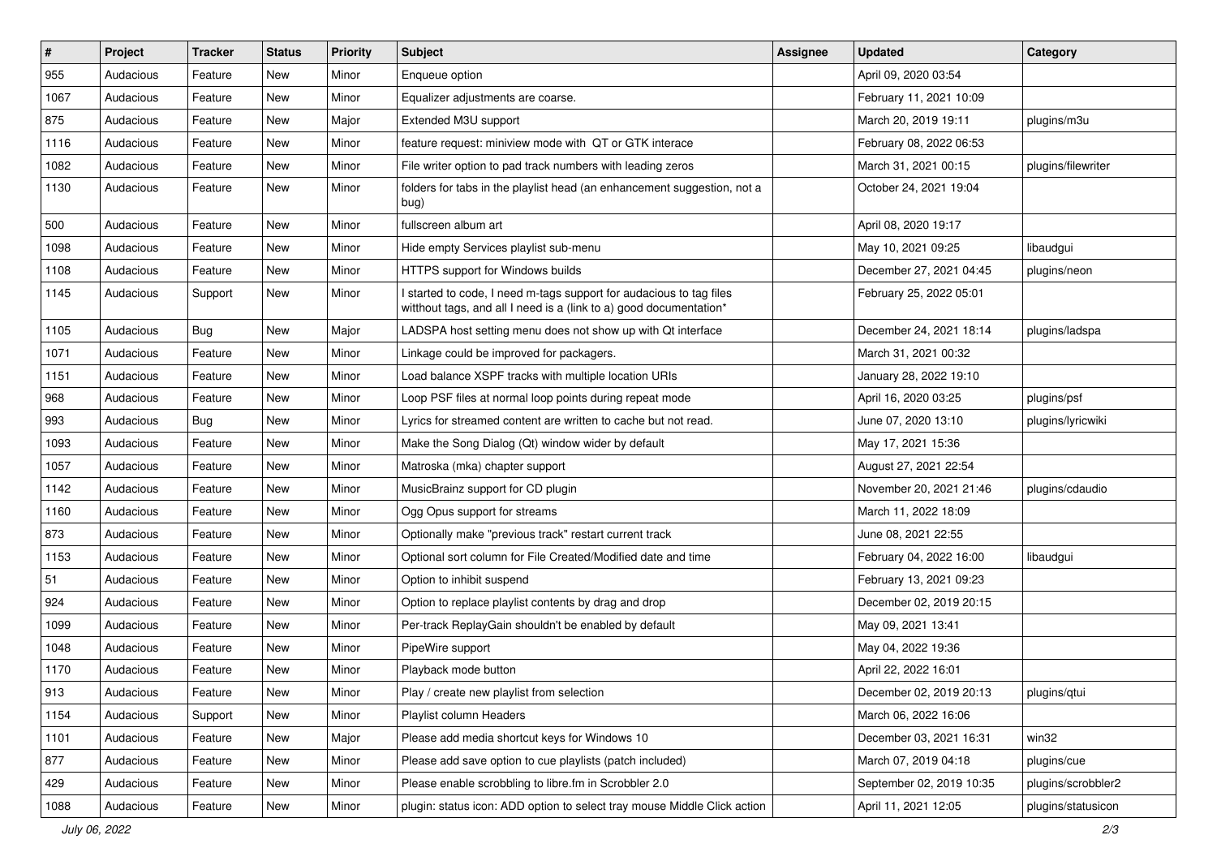| # | Project | Tracker | Status | Priority | Subject | Assignee | Updated | Category |
|---|---|---|---|---|---|---|---|---|
| 955 | Audacious | Feature | New | Minor | Enqueue option | | April 09, 2020 03:54 | |
| 1067 | Audacious | Feature | New | Minor | Equalizer adjustments are coarse. | | February 11, 2021 10:09 | |
| 875 | Audacious | Feature | New | Major | Extended M3U support | | March 20, 2019 19:11 | plugins/m3u |
| 1116 | Audacious | Feature | New | Minor | feature request: miniview mode with QT or GTK interace | | February 08, 2022 06:53 | |
| 1082 | Audacious | Feature | New | Minor | File writer option to pad track numbers with leading zeros | | March 31, 2021 00:15 | plugins/filewriter |
| 1130 | Audacious | Feature | New | Minor | folders for tabs in the playlist head (an enhancement suggestion, not a bug) | | October 24, 2021 19:04 | |
| 500 | Audacious | Feature | New | Minor | fullscreen album art | | April 08, 2020 19:17 | |
| 1098 | Audacious | Feature | New | Minor | Hide empty Services playlist sub-menu | | May 10, 2021 09:25 | libaudgui |
| 1108 | Audacious | Feature | New | Minor | HTTPS support for Windows builds | | December 27, 2021 04:45 | plugins/neon |
| 1145 | Audacious | Support | New | Minor | I started to code, I need m-tags support for audacious to tag files witthout tags, and all I need is a (link to a) good documentation* | | February 25, 2022 05:01 | |
| 1105 | Audacious | Bug | New | Major | LADSPA host setting menu does not show up with Qt interface | | December 24, 2021 18:14 | plugins/ladspa |
| 1071 | Audacious | Feature | New | Minor | Linkage could be improved for packagers. | | March 31, 2021 00:32 | |
| 1151 | Audacious | Feature | New | Minor | Load balance XSPF tracks with multiple location URIs | | January 28, 2022 19:10 | |
| 968 | Audacious | Feature | New | Minor | Loop PSF files at normal loop points during repeat mode | | April 16, 2020 03:25 | plugins/psf |
| 993 | Audacious | Bug | New | Minor | Lyrics for streamed content are written to cache but not read. | | June 07, 2020 13:10 | plugins/lyricwiki |
| 1093 | Audacious | Feature | New | Minor | Make the Song Dialog (Qt) window wider by default | | May 17, 2021 15:36 | |
| 1057 | Audacious | Feature | New | Minor | Matroska (mka) chapter support | | August 27, 2021 22:54 | |
| 1142 | Audacious | Feature | New | Minor | MusicBrainz support for CD plugin | | November 20, 2021 21:46 | plugins/cdaudio |
| 1160 | Audacious | Feature | New | Minor | Ogg Opus support for streams | | March 11, 2022 18:09 | |
| 873 | Audacious | Feature | New | Minor | Optionally make "previous track" restart current track | | June 08, 2021 22:55 | |
| 1153 | Audacious | Feature | New | Minor | Optional sort column for File Created/Modified date and time | | February 04, 2022 16:00 | libaudgui |
| 51 | Audacious | Feature | New | Minor | Option to inhibit suspend | | February 13, 2021 09:23 | |
| 924 | Audacious | Feature | New | Minor | Option to replace playlist contents by drag and drop | | December 02, 2019 20:15 | |
| 1099 | Audacious | Feature | New | Minor | Per-track ReplayGain shouldn't be enabled by default | | May 09, 2021 13:41 | |
| 1048 | Audacious | Feature | New | Minor | PipeWire support | | May 04, 2022 19:36 | |
| 1170 | Audacious | Feature | New | Minor | Playback mode button | | April 22, 2022 16:01 | |
| 913 | Audacious | Feature | New | Minor | Play / create new playlist from selection | | December 02, 2019 20:13 | plugins/qtui |
| 1154 | Audacious | Support | New | Minor | Playlist column Headers | | March 06, 2022 16:06 | |
| 1101 | Audacious | Feature | New | Major | Please add media shortcut keys for Windows 10 | | December 03, 2021 16:31 | win32 |
| 877 | Audacious | Feature | New | Minor | Please add save option to cue playlists (patch included) | | March 07, 2019 04:18 | plugins/cue |
| 429 | Audacious | Feature | New | Minor | Please enable scrobbling to libre.fm in Scrobbler 2.0 | | September 02, 2019 10:35 | plugins/scrobbler2 |
| 1088 | Audacious | Feature | New | Minor | plugin: status icon: ADD option to select tray mouse Middle Click action | | April 11, 2021 12:05 | plugins/statusicon |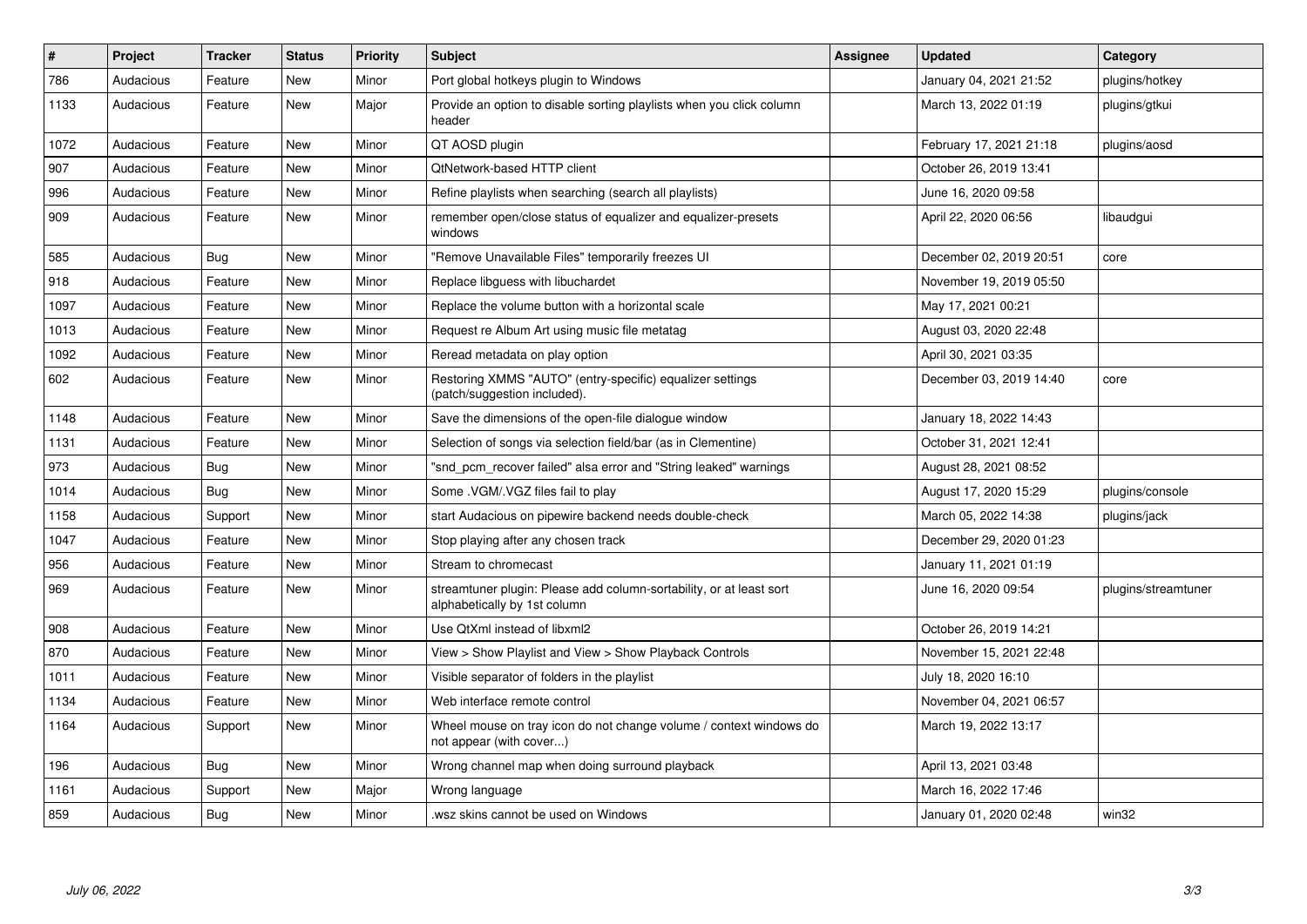| # | Project | Tracker | Status | Priority | Subject | Assignee | Updated | Category |
|---|---|---|---|---|---|---|---|---|
| 786 | Audacious | Feature | New | Minor | Port global hotkeys plugin to Windows | | January 04, 2021 21:52 | plugins/hotkey |
| 1133 | Audacious | Feature | New | Major | Provide an option to disable sorting playlists when you click column header | | March 13, 2022 01:19 | plugins/gtkui |
| 1072 | Audacious | Feature | New | Minor | QT AOSD plugin | | February 17, 2021 21:18 | plugins/aosd |
| 907 | Audacious | Feature | New | Minor | QtNetwork-based HTTP client | | October 26, 2019 13:41 | |
| 996 | Audacious | Feature | New | Minor | Refine playlists when searching (search all playlists) | | June 16, 2020 09:58 | |
| 909 | Audacious | Feature | New | Minor | remember open/close status of equalizer and equalizer-presets windows | | April 22, 2020 06:56 | libaudgui |
| 585 | Audacious | Bug | New | Minor | "Remove Unavailable Files" temporarily freezes UI | | December 02, 2019 20:51 | core |
| 918 | Audacious | Feature | New | Minor | Replace libguess with libuchardet | | November 19, 2019 05:50 | |
| 1097 | Audacious | Feature | New | Minor | Replace the volume button with a horizontal scale | | May 17, 2021 00:21 | |
| 1013 | Audacious | Feature | New | Minor | Request re Album Art using music file metatag | | August 03, 2020 22:48 | |
| 1092 | Audacious | Feature | New | Minor | Reread metadata on play option | | April 30, 2021 03:35 | |
| 602 | Audacious | Feature | New | Minor | Restoring XMMS "AUTO" (entry-specific) equalizer settings (patch/suggestion included). | | December 03, 2019 14:40 | core |
| 1148 | Audacious | Feature | New | Minor | Save the dimensions of the open-file dialogue window | | January 18, 2022 14:43 | |
| 1131 | Audacious | Feature | New | Minor | Selection of songs via selection field/bar (as in Clementine) | | October 31, 2021 12:41 | |
| 973 | Audacious | Bug | New | Minor | "snd_pcm_recover failed" alsa error and "String leaked" warnings | | August 28, 2021 08:52 | |
| 1014 | Audacious | Bug | New | Minor | Some .VGM/.VGZ files fail to play | | August 17, 2020 15:29 | plugins/console |
| 1158 | Audacious | Support | New | Minor | start Audacious on pipewire backend needs double-check | | March 05, 2022 14:38 | plugins/jack |
| 1047 | Audacious | Feature | New | Minor | Stop playing after any chosen track | | December 29, 2020 01:23 | |
| 956 | Audacious | Feature | New | Minor | Stream to chromecast | | January 11, 2021 01:19 | |
| 969 | Audacious | Feature | New | Minor | streamtuner plugin: Please add column-sortability, or at least sort alphabetically by 1st column | | June 16, 2020 09:54 | plugins/streamtuner |
| 908 | Audacious | Feature | New | Minor | Use QtXml instead of libxml2 | | October 26, 2019 14:21 | |
| 870 | Audacious | Feature | New | Minor | View > Show Playlist and View > Show Playback Controls | | November 15, 2021 22:48 | |
| 1011 | Audacious | Feature | New | Minor | Visible separator of folders in the playlist | | July 18, 2020 16:10 | |
| 1134 | Audacious | Feature | New | Minor | Web interface remote control | | November 04, 2021 06:57 | |
| 1164 | Audacious | Support | New | Minor | Wheel mouse on tray icon do not change volume / context windows do not appear (with cover...) | | March 19, 2022 13:17 | |
| 196 | Audacious | Bug | New | Minor | Wrong channel map when doing surround playback | | April 13, 2021 03:48 | |
| 1161 | Audacious | Support | New | Major | Wrong language | | March 16, 2022 17:46 | |
| 859 | Audacious | Bug | New | Minor | .wsz skins cannot be used on Windows | | January 01, 2020 02:48 | win32 |

*July 06, 2022*